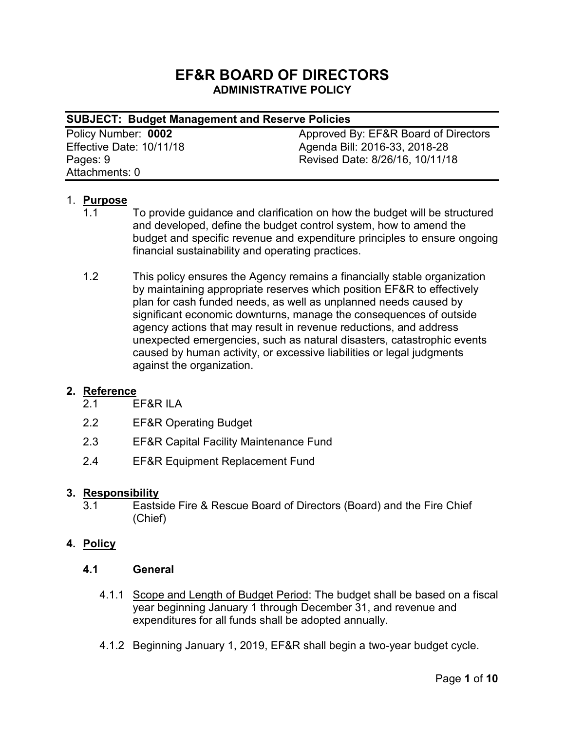# EF&R BOARD OF DIRECTORS
## ADMINISTRATIVE POLICY

**SUBJECT: Budget Management and Reserve Policies**

| | |
|---|---|
| Policy Number: **0002** | Approved By: EF&R Board of Directors |
| Effective Date: 10/11/18 | Agenda Bill: 2016-33, 2018-28 |
| Pages: 9 | Revised Date: 8/26/16, 10/11/18 |
| Attachments: 0 | |

1. **Purpose**

   1.1 To provide guidance and clarification on how the budget will be structured and developed, define the budget control system, how to amend the budget and specific revenue and expenditure principles to ensure ongoing financial sustainability and operating practices.

   1.2 This policy ensures the Agency remains a financially stable organization by maintaining appropriate reserves which position EF&R to effectively plan for cash funded needs, as well as unplanned needs caused by significant economic downturns, manage the consequences of outside agency actions that may result in revenue reductions, and address unexpected emergencies, such as natural disasters, catastrophic events caused by human activity, or excessive liabilities or legal judgments against the organization.

2. **Reference**

   2.1 EF&R ILA

   2.2 EF&R Operating Budget

   2.3 EF&R Capital Facility Maintenance Fund

   2.4 EF&R Equipment Replacement Fund

3. **Responsibility**

   3.1 Eastside Fire & Rescue Board of Directors (Board) and the Fire Chief (Chief)

4. **Policy**

   **4.1 General**

   4.1.1 Scope and Length of Budget Period: The budget shall be based on a fiscal year beginning January 1 through December 31, and revenue and expenditures for all funds shall be adopted annually.

   4.1.2 Beginning January 1, 2019, EF&R shall begin a two-year budget cycle.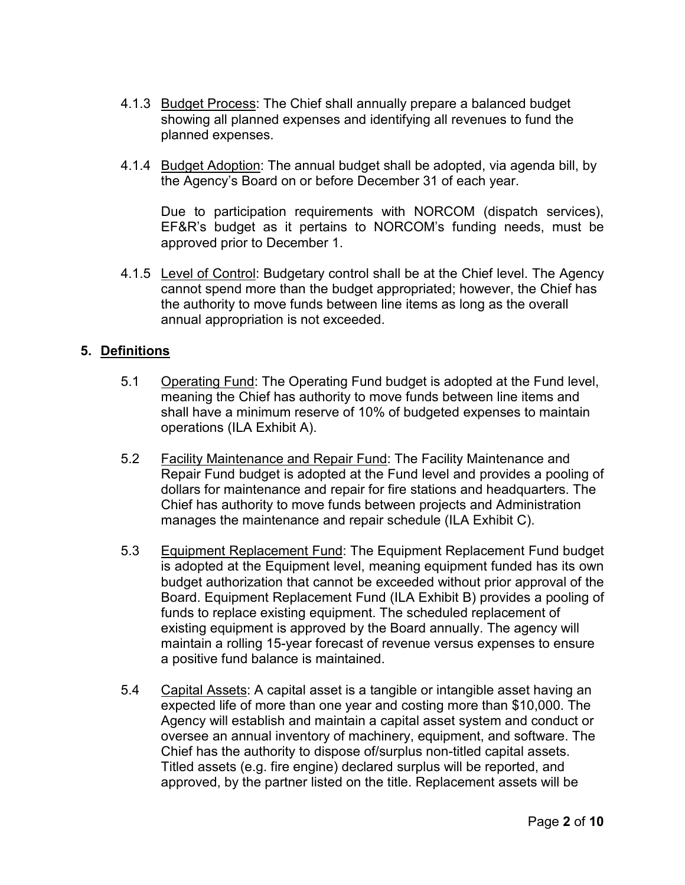4.1.3 Budget Process: The Chief shall annually prepare a balanced budget showing all planned expenses and identifying all revenues to fund the planned expenses.

4.1.4 Budget Adoption: The annual budget shall be adopted, via agenda bill, by the Agency's Board on or before December 31 of each year.

Due to participation requirements with NORCOM (dispatch services), EF&R's budget as it pertains to NORCOM's funding needs, must be approved prior to December 1.

4.1.5 Level of Control: Budgetary control shall be at the Chief level. The Agency cannot spend more than the budget appropriated; however, the Chief has the authority to move funds between line items as long as the overall annual appropriation is not exceeded.

## 5. Definitions

5.1 Operating Fund: The Operating Fund budget is adopted at the Fund level, meaning the Chief has authority to move funds between line items and shall have a minimum reserve of 10% of budgeted expenses to maintain operations (ILA Exhibit A).

5.2 Facility Maintenance and Repair Fund: The Facility Maintenance and Repair Fund budget is adopted at the Fund level and provides a pooling of dollars for maintenance and repair for fire stations and headquarters. The Chief has authority to move funds between projects and Administration manages the maintenance and repair schedule (ILA Exhibit C).

5.3 Equipment Replacement Fund: The Equipment Replacement Fund budget is adopted at the Equipment level, meaning equipment funded has its own budget authorization that cannot be exceeded without prior approval of the Board. Equipment Replacement Fund (ILA Exhibit B) provides a pooling of funds to replace existing equipment. The scheduled replacement of existing equipment is approved by the Board annually. The agency will maintain a rolling 15-year forecast of revenue versus expenses to ensure a positive fund balance is maintained.

5.4 Capital Assets: A capital asset is a tangible or intangible asset having an expected life of more than one year and costing more than $10,000. The Agency will establish and maintain a capital asset system and conduct or oversee an annual inventory of machinery, equipment, and software. The Chief has the authority to dispose of/surplus non-titled capital assets. Titled assets (e.g. fire engine) declared surplus will be reported, and approved, by the partner listed on the title. Replacement assets will be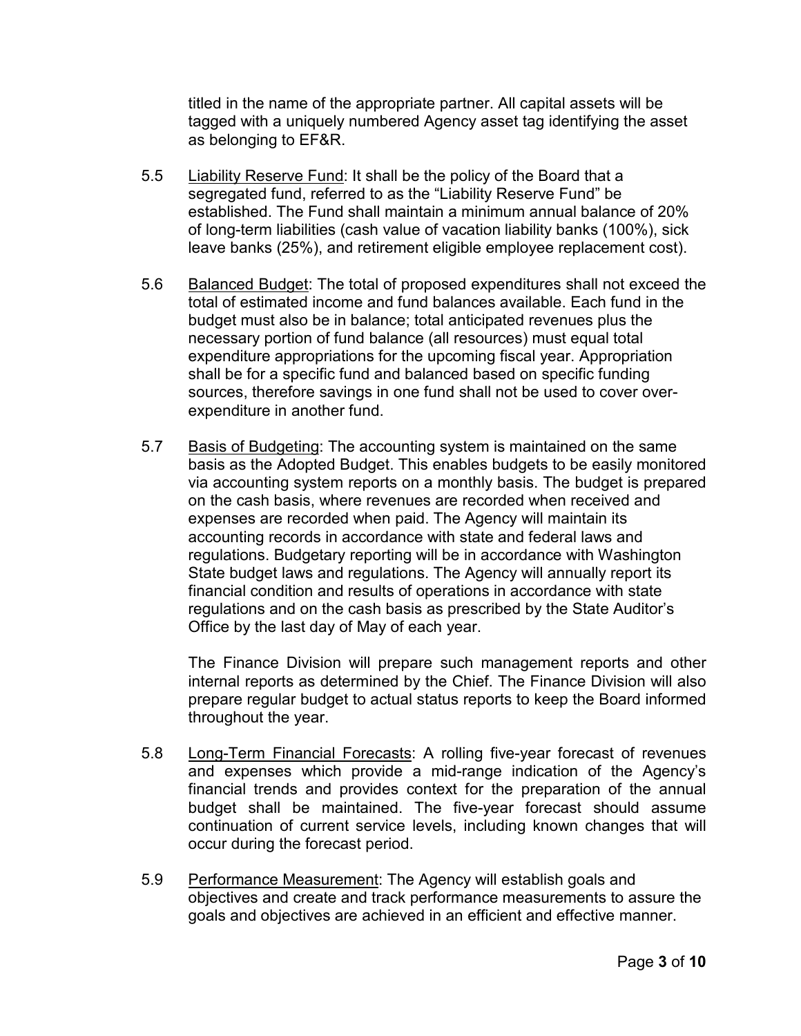titled in the name of the appropriate partner. All capital assets will be tagged with a uniquely numbered Agency asset tag identifying the asset as belonging to EF&R.

5.5 <u>Liability Reserve Fund</u>: It shall be the policy of the Board that a segregated fund, referred to as the "Liability Reserve Fund" be established. The Fund shall maintain a minimum annual balance of 20% of long-term liabilities (cash value of vacation liability banks (100%), sick leave banks (25%), and retirement eligible employee replacement cost).

5.6 <u>Balanced Budget</u>: The total of proposed expenditures shall not exceed the total of estimated income and fund balances available. Each fund in the budget must also be in balance; total anticipated revenues plus the necessary portion of fund balance (all resources) must equal total expenditure appropriations for the upcoming fiscal year. Appropriation shall be for a specific fund and balanced based on specific funding sources, therefore savings in one fund shall not be used to cover over-expenditure in another fund.

5.7 <u>Basis of Budgeting</u>: The accounting system is maintained on the same basis as the Adopted Budget. This enables budgets to be easily monitored via accounting system reports on a monthly basis. The budget is prepared on the cash basis, where revenues are recorded when received and expenses are recorded when paid. The Agency will maintain its accounting records in accordance with state and federal laws and regulations. Budgetary reporting will be in accordance with Washington State budget laws and regulations. The Agency will annually report its financial condition and results of operations in accordance with state regulations and on the cash basis as prescribed by the State Auditor's Office by the last day of May of each year.

The Finance Division will prepare such management reports and other internal reports as determined by the Chief. The Finance Division will also prepare regular budget to actual status reports to keep the Board informed throughout the year.

5.8 <u>Long-Term Financial Forecasts</u>: A rolling five-year forecast of revenues and expenses which provide a mid-range indication of the Agency's financial trends and provides context for the preparation of the annual budget shall be maintained. The five-year forecast should assume continuation of current service levels, including known changes that will occur during the forecast period.

5.9 <u>Performance Measurement</u>: The Agency will establish goals and objectives and create and track performance measurements to assure the goals and objectives are achieved in an efficient and effective manner.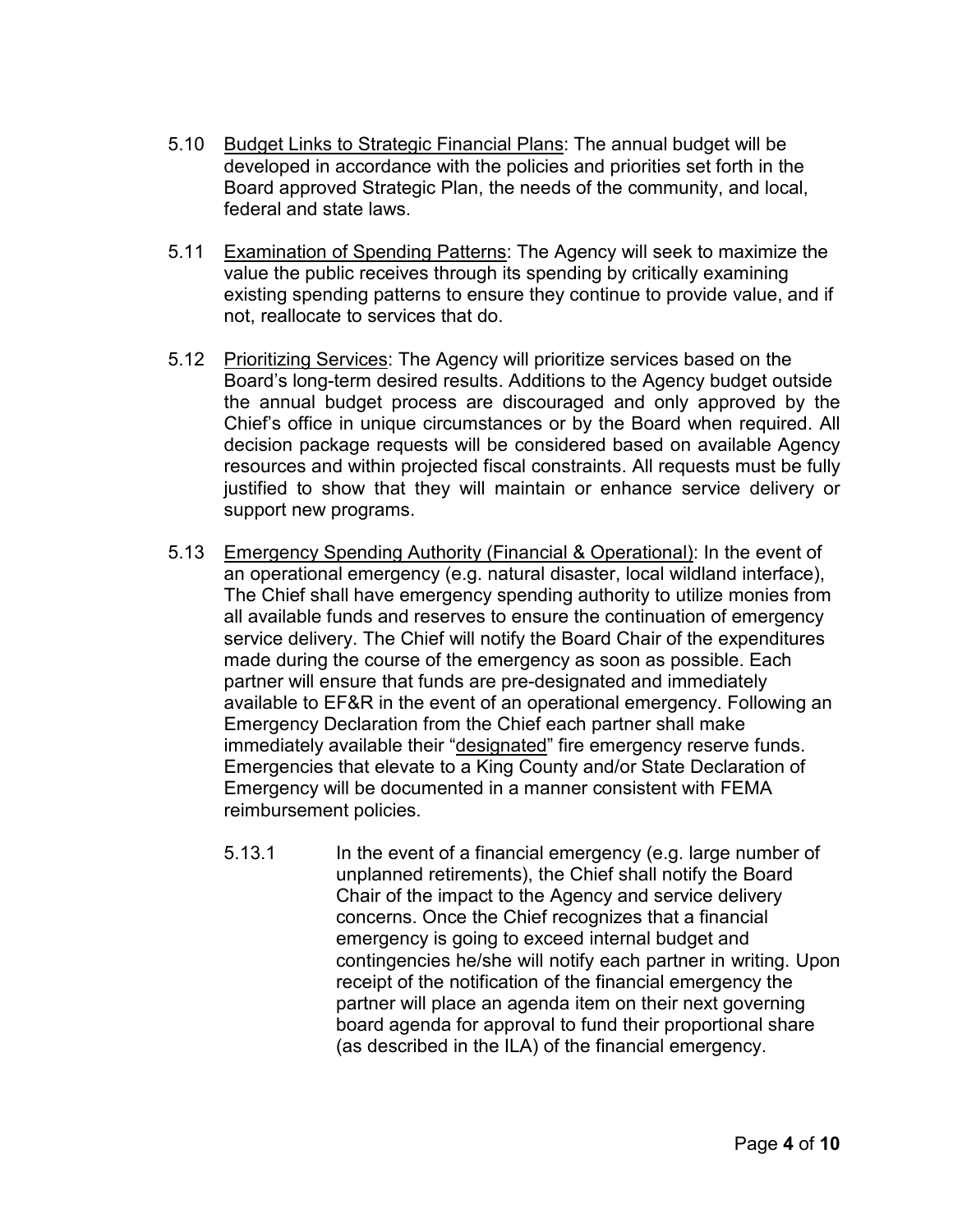5.10 <u>Budget Links to Strategic Financial Plans</u>: The annual budget will be developed in accordance with the policies and priorities set forth in the Board approved Strategic Plan, the needs of the community, and local, federal and state laws.

5.11 <u>Examination of Spending Patterns</u>: The Agency will seek to maximize the value the public receives through its spending by critically examining existing spending patterns to ensure they continue to provide value, and if not, reallocate to services that do.

5.12 <u>Prioritizing Services</u>: The Agency will prioritize services based on the Board's long-term desired results. Additions to the Agency budget outside the annual budget process are discouraged and only approved by the Chief's office in unique circumstances or by the Board when required. All decision package requests will be considered based on available Agency resources and within projected fiscal constraints. All requests must be fully justified to show that they will maintain or enhance service delivery or support new programs.

5.13 <u>Emergency Spending Authority (Financial & Operational)</u>: In the event of an operational emergency (e.g. natural disaster, local wildland interface), The Chief shall have emergency spending authority to utilize monies from all available funds and reserves to ensure the continuation of emergency service delivery. The Chief will notify the Board Chair of the expenditures made during the course of the emergency as soon as possible. Each partner will ensure that funds are pre-designated and immediately available to EF&R in the event of an operational emergency. Following an Emergency Declaration from the Chief each partner shall make immediately available their "<u>designated</u>" fire emergency reserve funds. Emergencies that elevate to a King County and/or State Declaration of Emergency will be documented in a manner consistent with FEMA reimbursement policies.

   5.13.1 In the event of a financial emergency (e.g. large number of unplanned retirements), the Chief shall notify the Board Chair of the impact to the Agency and service delivery concerns. Once the Chief recognizes that a financial emergency is going to exceed internal budget and contingencies he/she will notify each partner in writing. Upon receipt of the notification of the financial emergency the partner will place an agenda item on their next governing board agenda for approval to fund their proportional share (as described in the ILA) of the financial emergency.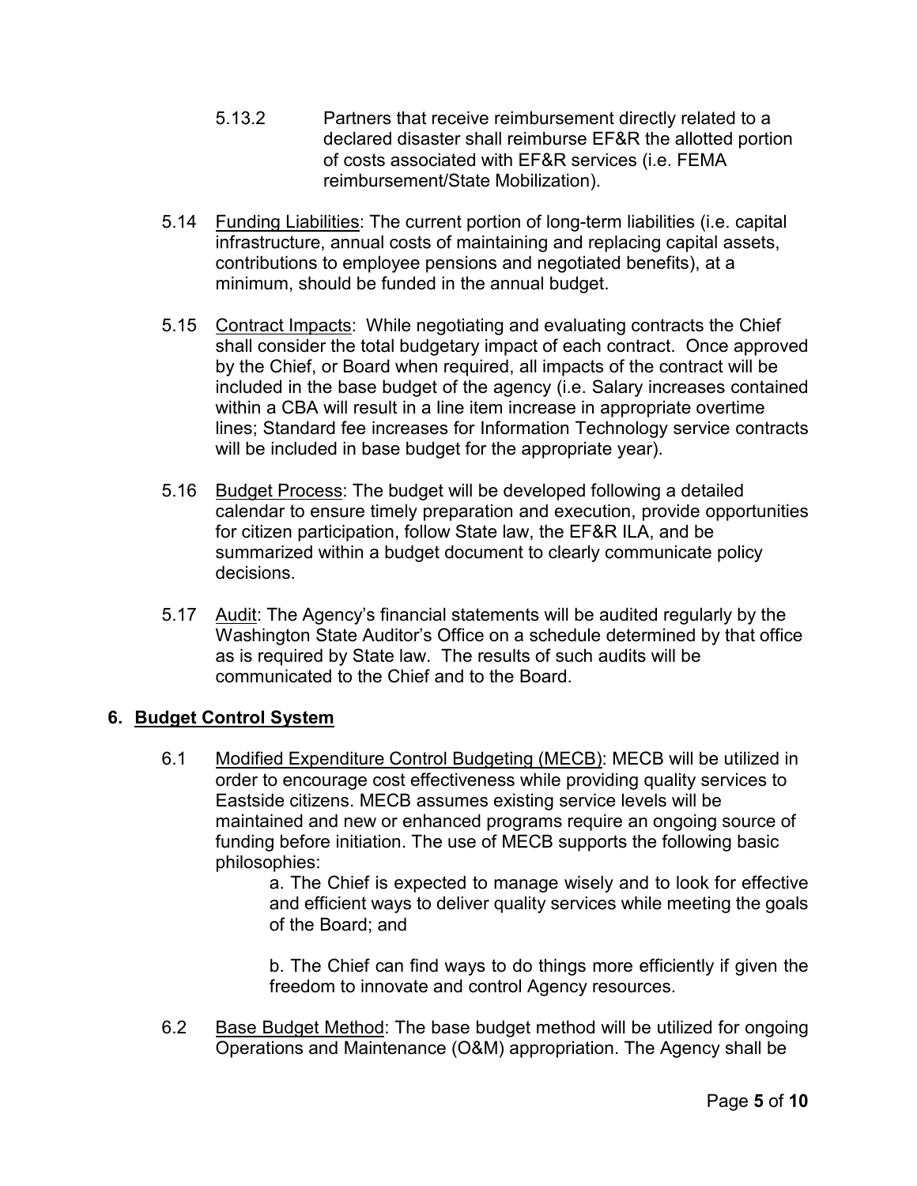5.13.2 Partners that receive reimbursement directly related to a declared disaster shall reimburse EF&R the allotted portion of costs associated with EF&R services (i.e. FEMA reimbursement/State Mobilization).

5.14 <u>Funding Liabilities</u>: The current portion of long-term liabilities (i.e. capital infrastructure, annual costs of maintaining and replacing capital assets, contributions to employee pensions and negotiated benefits), at a minimum, should be funded in the annual budget.

5.15 <u>Contract Impacts</u>: While negotiating and evaluating contracts the Chief shall consider the total budgetary impact of each contract. Once approved by the Chief, or Board when required, all impacts of the contract will be included in the base budget of the agency (i.e. Salary increases contained within a CBA will result in a line item increase in appropriate overtime lines; Standard fee increases for Information Technology service contracts will be included in base budget for the appropriate year).

5.16 <u>Budget Process</u>: The budget will be developed following a detailed calendar to ensure timely preparation and execution, provide opportunities for citizen participation, follow State law, the EF&R ILA, and be summarized within a budget document to clearly communicate policy decisions.

5.17 <u>Audit</u>: The Agency's financial statements will be audited regularly by the Washington State Auditor's Office on a schedule determined by that office as is required by State law. The results of such audits will be communicated to the Chief and to the Board.

## 6. Budget Control System

6.1 <u>Modified Expenditure Control Budgeting (MECB)</u>: MECB will be utilized in order to encourage cost effectiveness while providing quality services to Eastside citizens. MECB assumes existing service levels will be maintained and new or enhanced programs require an ongoing source of funding before initiation. The use of MECB supports the following basic philosophies:

a. The Chief is expected to manage wisely and to look for effective and efficient ways to deliver quality services while meeting the goals of the Board; and

b. The Chief can find ways to do things more efficiently if given the freedom to innovate and control Agency resources.

6.2 <u>Base Budget Method</u>: The base budget method will be utilized for ongoing Operations and Maintenance (O&M) appropriation. The Agency shall be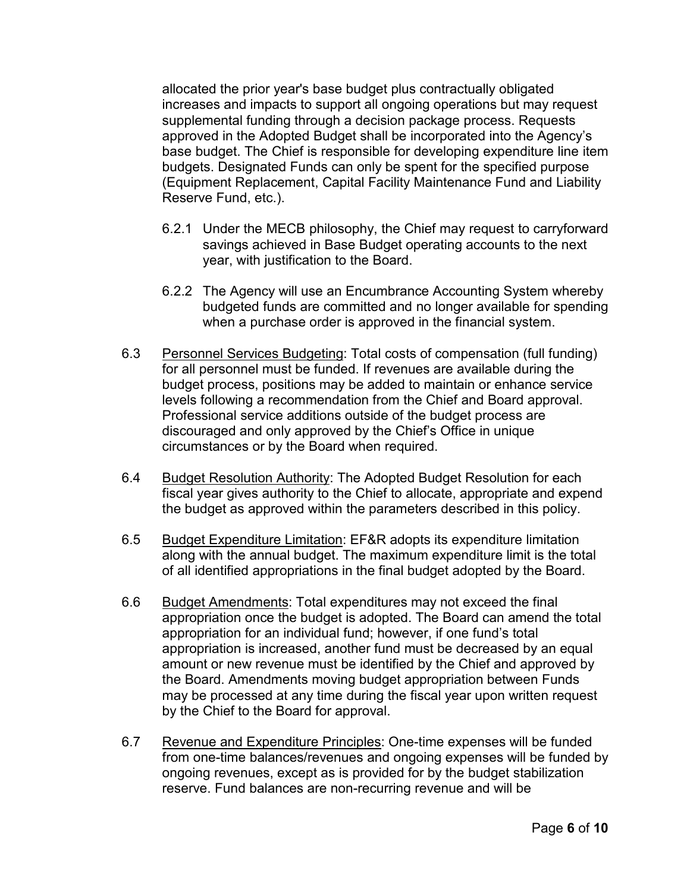allocated the prior year's base budget plus contractually obligated increases and impacts to support all ongoing operations but may request supplemental funding through a decision package process. Requests approved in the Adopted Budget shall be incorporated into the Agency's base budget. The Chief is responsible for developing expenditure line item budgets. Designated Funds can only be spent for the specified purpose (Equipment Replacement, Capital Facility Maintenance Fund and Liability Reserve Fund, etc.).

6.2.1 Under the MECB philosophy, the Chief may request to carryforward savings achieved in Base Budget operating accounts to the next year, with justification to the Board.

6.2.2 The Agency will use an Encumbrance Accounting System whereby budgeted funds are committed and no longer available for spending when a purchase order is approved in the financial system.

6.3 Personnel Services Budgeting: Total costs of compensation (full funding) for all personnel must be funded. If revenues are available during the budget process, positions may be added to maintain or enhance service levels following a recommendation from the Chief and Board approval. Professional service additions outside of the budget process are discouraged and only approved by the Chief's Office in unique circumstances or by the Board when required.

6.4 Budget Resolution Authority: The Adopted Budget Resolution for each fiscal year gives authority to the Chief to allocate, appropriate and expend the budget as approved within the parameters described in this policy.

6.5 Budget Expenditure Limitation: EF&R adopts its expenditure limitation along with the annual budget. The maximum expenditure limit is the total of all identified appropriations in the final budget adopted by the Board.

6.6 Budget Amendments: Total expenditures may not exceed the final appropriation once the budget is adopted. The Board can amend the total appropriation for an individual fund; however, if one fund's total appropriation is increased, another fund must be decreased by an equal amount or new revenue must be identified by the Chief and approved by the Board. Amendments moving budget appropriation between Funds may be processed at any time during the fiscal year upon written request by the Chief to the Board for approval.

6.7 Revenue and Expenditure Principles: One-time expenses will be funded from one-time balances/revenues and ongoing expenses will be funded by ongoing revenues, except as is provided for by the budget stabilization reserve. Fund balances are non-recurring revenue and will be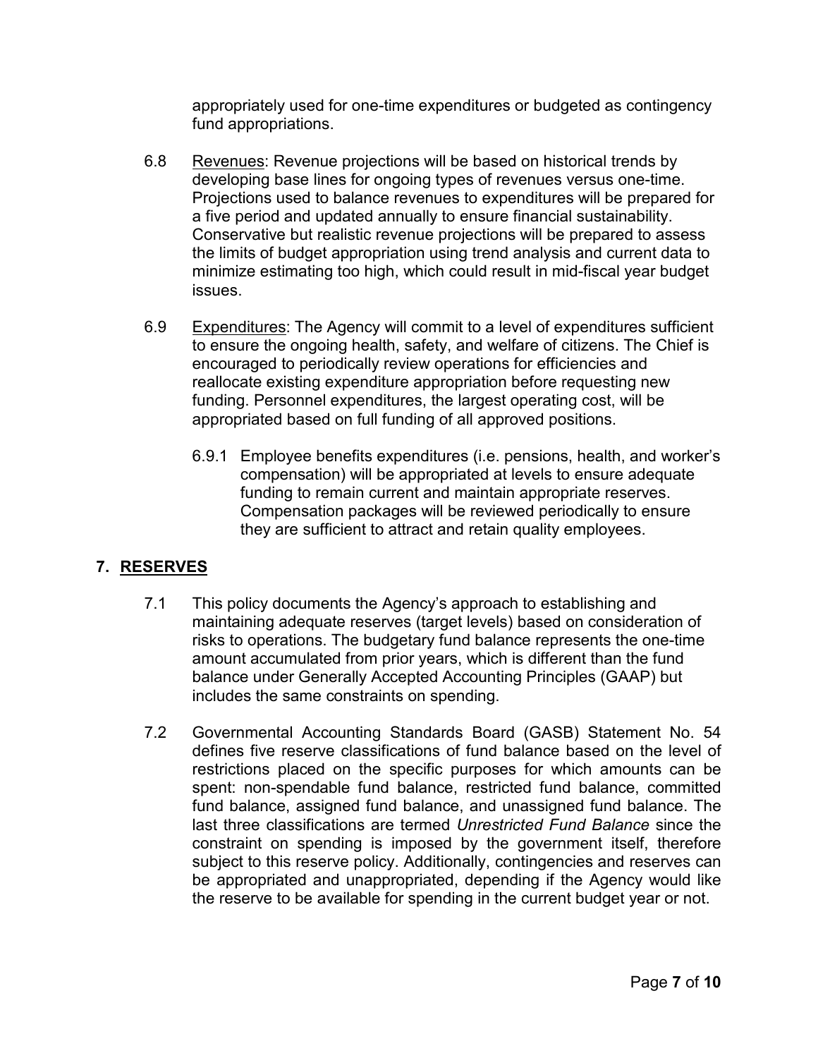appropriately used for one-time expenditures or budgeted as contingency fund appropriations.

6.8 Revenues: Revenue projections will be based on historical trends by developing base lines for ongoing types of revenues versus one-time. Projections used to balance revenues to expenditures will be prepared for a five period and updated annually to ensure financial sustainability. Conservative but realistic revenue projections will be prepared to assess the limits of budget appropriation using trend analysis and current data to minimize estimating too high, which could result in mid-fiscal year budget issues.

6.9 Expenditures: The Agency will commit to a level of expenditures sufficient to ensure the ongoing health, safety, and welfare of citizens. The Chief is encouraged to periodically review operations for efficiencies and reallocate existing expenditure appropriation before requesting new funding. Personnel expenditures, the largest operating cost, will be appropriated based on full funding of all approved positions.

6.9.1 Employee benefits expenditures (i.e. pensions, health, and worker's compensation) will be appropriated at levels to ensure adequate funding to remain current and maintain appropriate reserves. Compensation packages will be reviewed periodically to ensure they are sufficient to attract and retain quality employees.

## 7. RESERVES

7.1 This policy documents the Agency's approach to establishing and maintaining adequate reserves (target levels) based on consideration of risks to operations. The budgetary fund balance represents the one-time amount accumulated from prior years, which is different than the fund balance under Generally Accepted Accounting Principles (GAAP) but includes the same constraints on spending.

7.2 Governmental Accounting Standards Board (GASB) Statement No. 54 defines five reserve classifications of fund balance based on the level of restrictions placed on the specific purposes for which amounts can be spent: non-spendable fund balance, restricted fund balance, committed fund balance, assigned fund balance, and unassigned fund balance. The last three classifications are termed *Unrestricted Fund Balance* since the constraint on spending is imposed by the government itself, therefore subject to this reserve policy. Additionally, contingencies and reserves can be appropriated and unappropriated, depending if the Agency would like the reserve to be available for spending in the current budget year or not.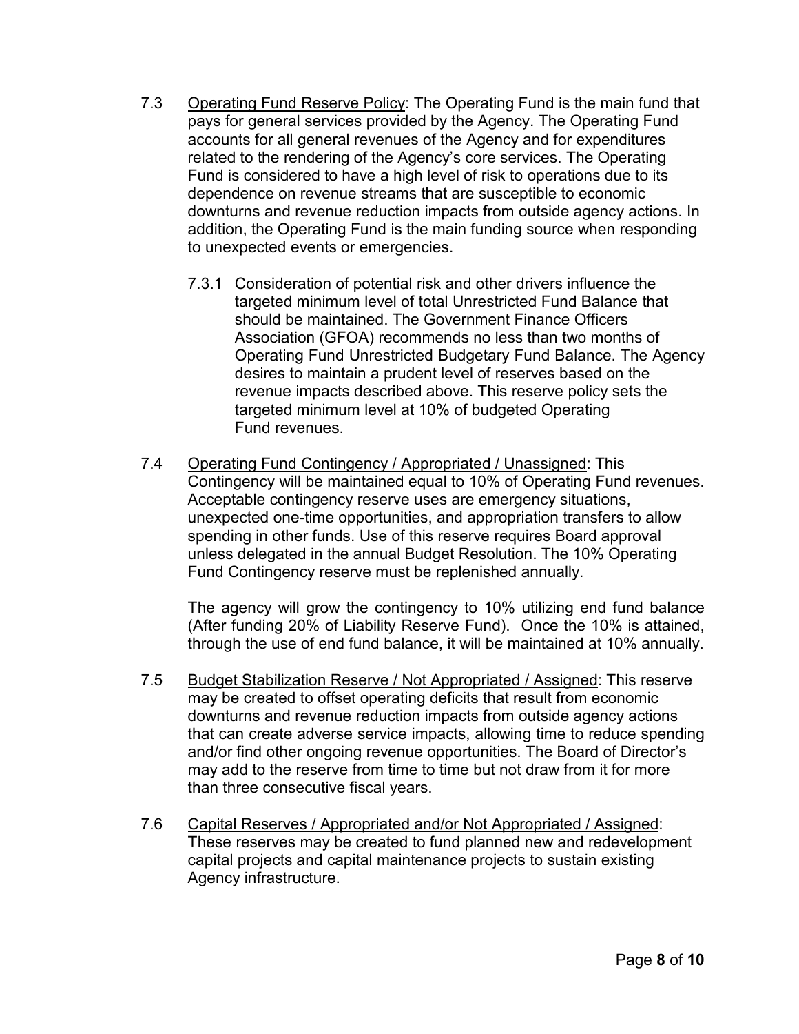7.3 Operating Fund Reserve Policy: The Operating Fund is the main fund that pays for general services provided by the Agency. The Operating Fund accounts for all general revenues of the Agency and for expenditures related to the rendering of the Agency's core services. The Operating Fund is considered to have a high level of risk to operations due to its dependence on revenue streams that are susceptible to economic downturns and revenue reduction impacts from outside agency actions. In addition, the Operating Fund is the main funding source when responding to unexpected events or emergencies.

7.3.1 Consideration of potential risk and other drivers influence the targeted minimum level of total Unrestricted Fund Balance that should be maintained. The Government Finance Officers Association (GFOA) recommends no less than two months of Operating Fund Unrestricted Budgetary Fund Balance. The Agency desires to maintain a prudent level of reserves based on the revenue impacts described above. This reserve policy sets the targeted minimum level at 10% of budgeted Operating Fund revenues.

7.4 Operating Fund Contingency / Appropriated / Unassigned: This Contingency will be maintained equal to 10% of Operating Fund revenues. Acceptable contingency reserve uses are emergency situations, unexpected one-time opportunities, and appropriation transfers to allow spending in other funds. Use of this reserve requires Board approval unless delegated in the annual Budget Resolution. The 10% Operating Fund Contingency reserve must be replenished annually.

The agency will grow the contingency to 10% utilizing end fund balance (After funding 20% of Liability Reserve Fund). Once the 10% is attained, through the use of end fund balance, it will be maintained at 10% annually.

7.5 Budget Stabilization Reserve / Not Appropriated / Assigned: This reserve may be created to offset operating deficits that result from economic downturns and revenue reduction impacts from outside agency actions that can create adverse service impacts, allowing time to reduce spending and/or find other ongoing revenue opportunities. The Board of Director's may add to the reserve from time to time but not draw from it for more than three consecutive fiscal years.

7.6 Capital Reserves / Appropriated and/or Not Appropriated / Assigned: These reserves may be created to fund planned new and redevelopment capital projects and capital maintenance projects to sustain existing Agency infrastructure.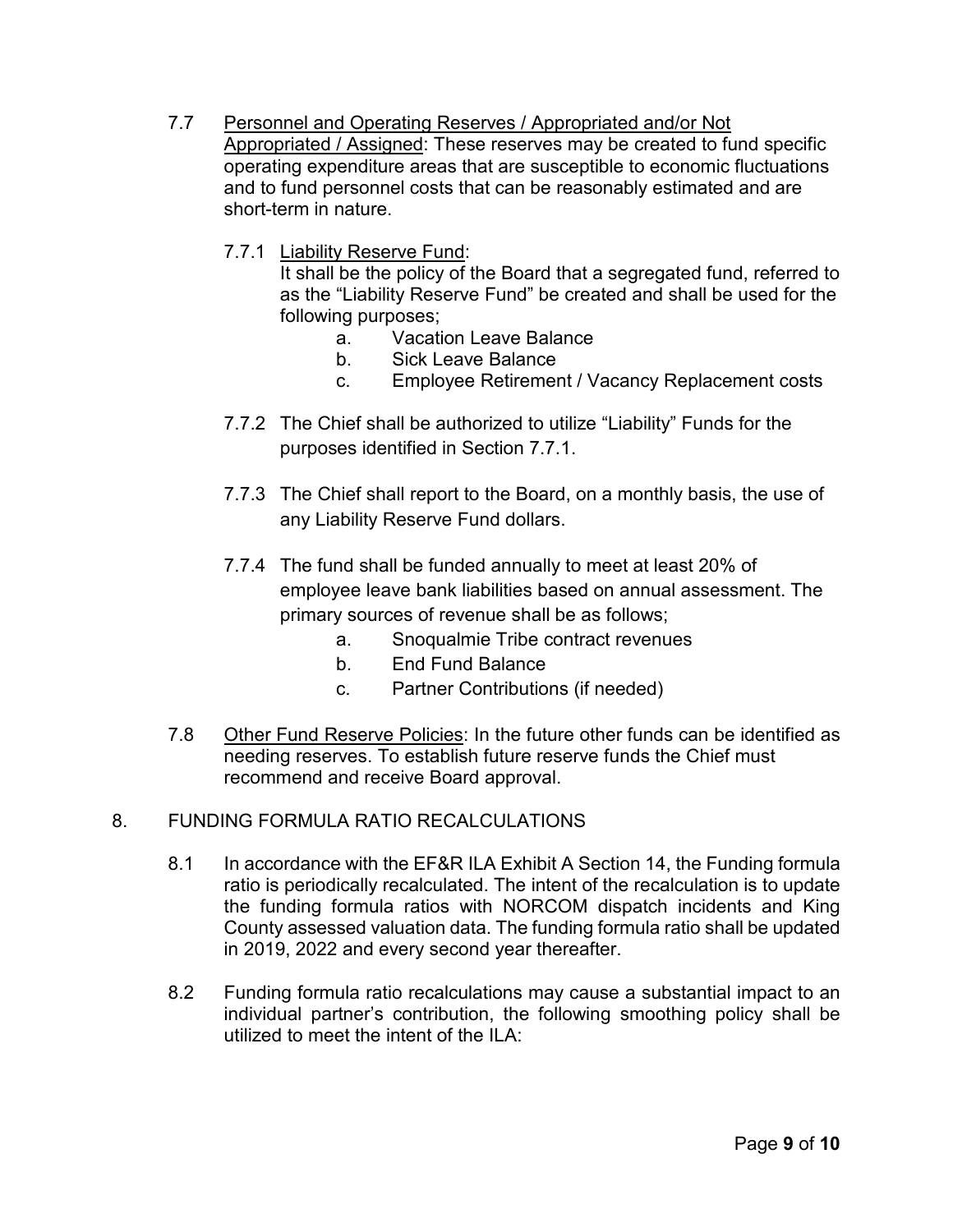7.7 Personnel and Operating Reserves / Appropriated and/or Not Appropriated / Assigned: These reserves may be created to fund specific operating expenditure areas that are susceptible to economic fluctuations and to fund personnel costs that can be reasonably estimated and are short-term in nature.

7.7.1 Liability Reserve Fund:
It shall be the policy of the Board that a segregated fund, referred to as the "Liability Reserve Fund" be created and shall be used for the following purposes;

a. Vacation Leave Balance
b. Sick Leave Balance
c. Employee Retirement / Vacancy Replacement costs

7.7.2 The Chief shall be authorized to utilize "Liability" Funds for the purposes identified in Section 7.7.1.

7.7.3 The Chief shall report to the Board, on a monthly basis, the use of any Liability Reserve Fund dollars.

7.7.4 The fund shall be funded annually to meet at least 20% of employee leave bank liabilities based on annual assessment. The primary sources of revenue shall be as follows;

a. Snoqualmie Tribe contract revenues
b. End Fund Balance
c. Partner Contributions (if needed)

7.8 Other Fund Reserve Policies: In the future other funds can be identified as needing reserves. To establish future reserve funds the Chief must recommend and receive Board approval.

## 8. FUNDING FORMULA RATIO RECALCULATIONS

8.1 In accordance with the EF&R ILA Exhibit A Section 14, the Funding formula ratio is periodically recalculated. The intent of the recalculation is to update the funding formula ratios with NORCOM dispatch incidents and King County assessed valuation data. The funding formula ratio shall be updated in 2019, 2022 and every second year thereafter.

8.2 Funding formula ratio recalculations may cause a substantial impact to an individual partner's contribution, the following smoothing policy shall be utilized to meet the intent of the ILA: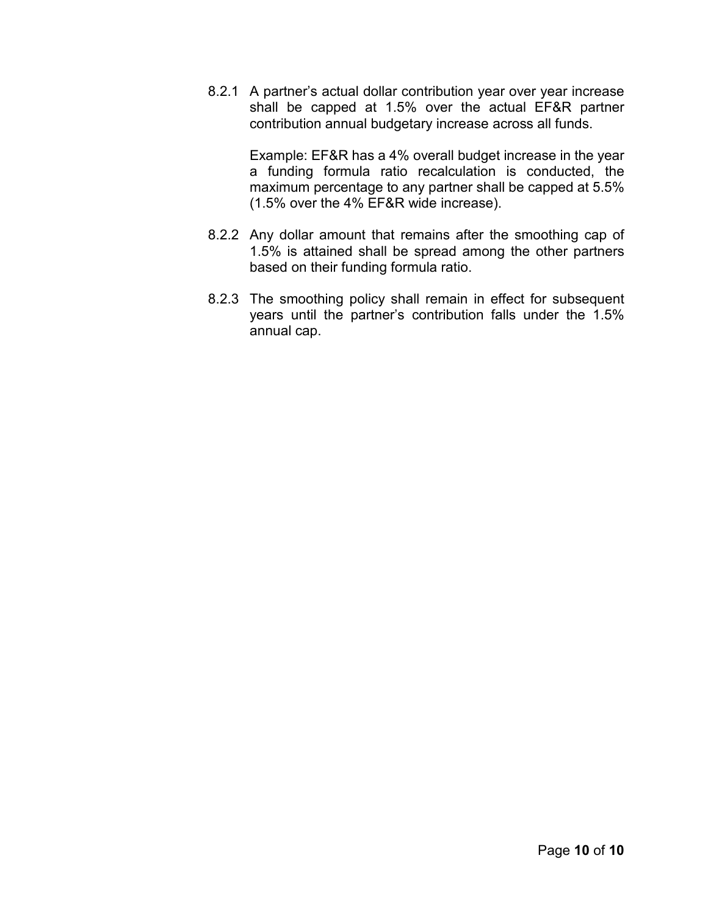8.2.1 A partner's actual dollar contribution year over year increase shall be capped at 1.5% over the actual EF&R partner contribution annual budgetary increase across all funds.

Example: EF&R has a 4% overall budget increase in the year a funding formula ratio recalculation is conducted, the maximum percentage to any partner shall be capped at 5.5% (1.5% over the 4% EF&R wide increase).

8.2.2 Any dollar amount that remains after the smoothing cap of 1.5% is attained shall be spread among the other partners based on their funding formula ratio.

8.2.3 The smoothing policy shall remain in effect for subsequent years until the partner's contribution falls under the 1.5% annual cap.